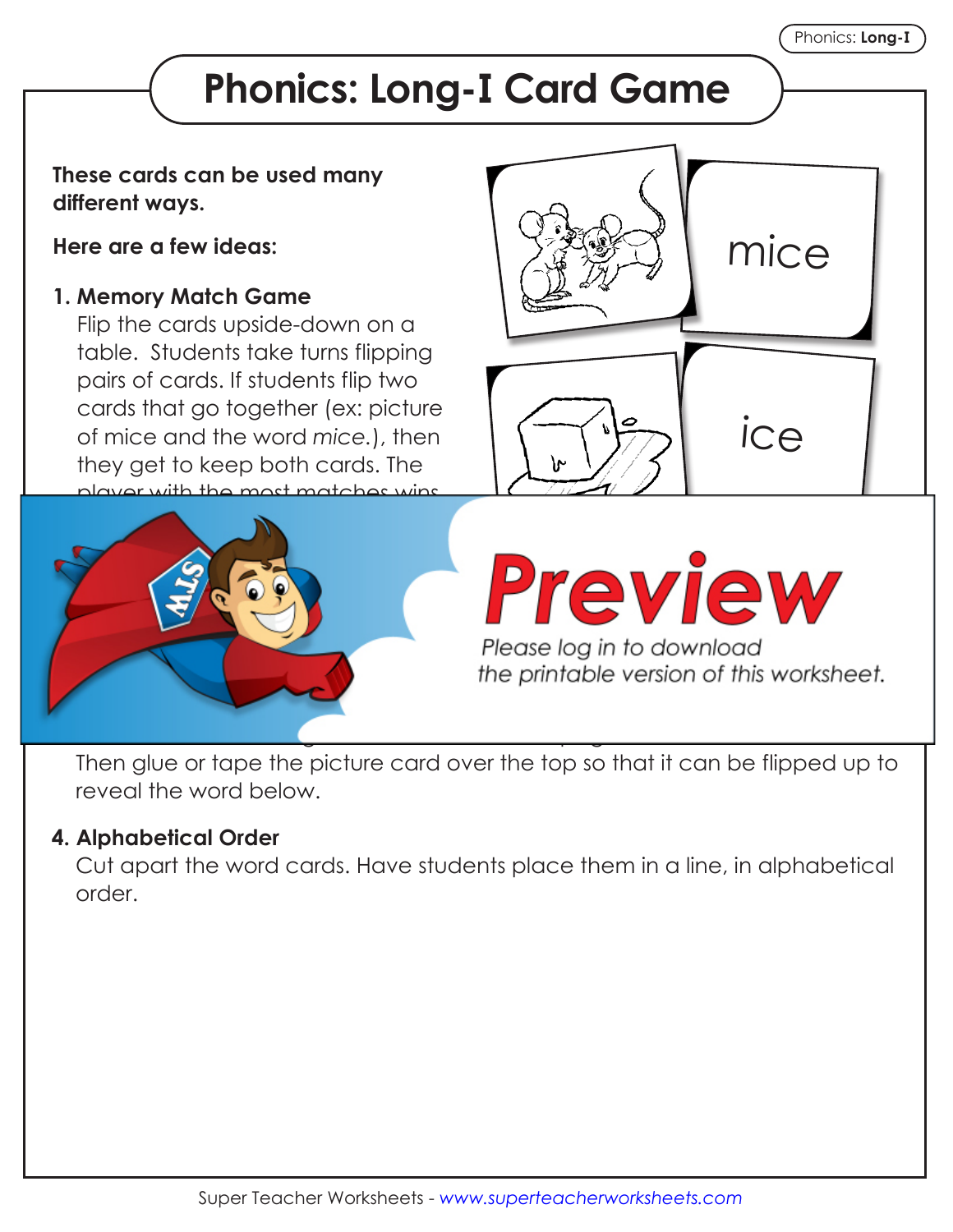# Phonics: Long-I Card Game

**These cards can be used many different ways.**

**Here are a few ideas:**

**1. Memory Match Game**
Flip the cards upside-down on a table. Students take turns flipping pairs of cards. If students flip two cards that go together (ex: picture of mice and the word *mice*.), then they get to keep both cards. The player with the most matches wins.

mice

ice

Preview

Please log in to download the printable version of this worksheet.

Then glue or tape the picture card over the top so that it can be flipped up to reveal the word below.

**4. Alphabetical Order**
Cut apart the word cards. Have students place them in a line, in alphabetical order.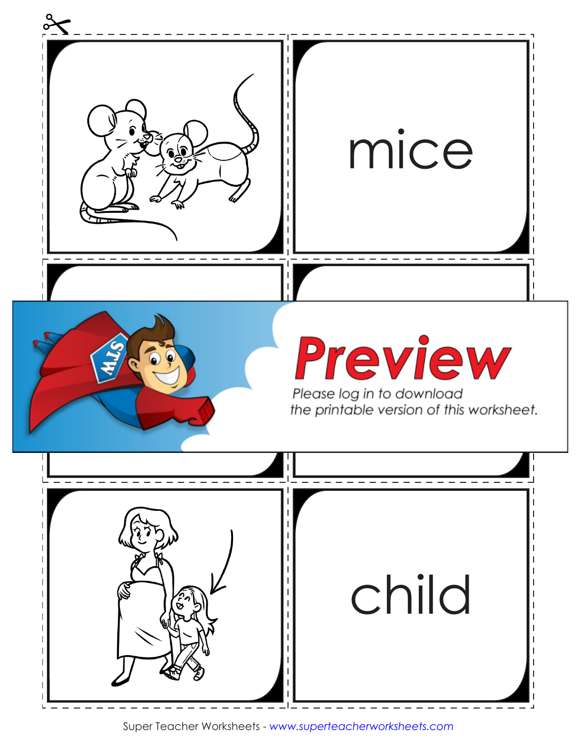mice

Preview

Please log in to download the printable version of this worksheet.

child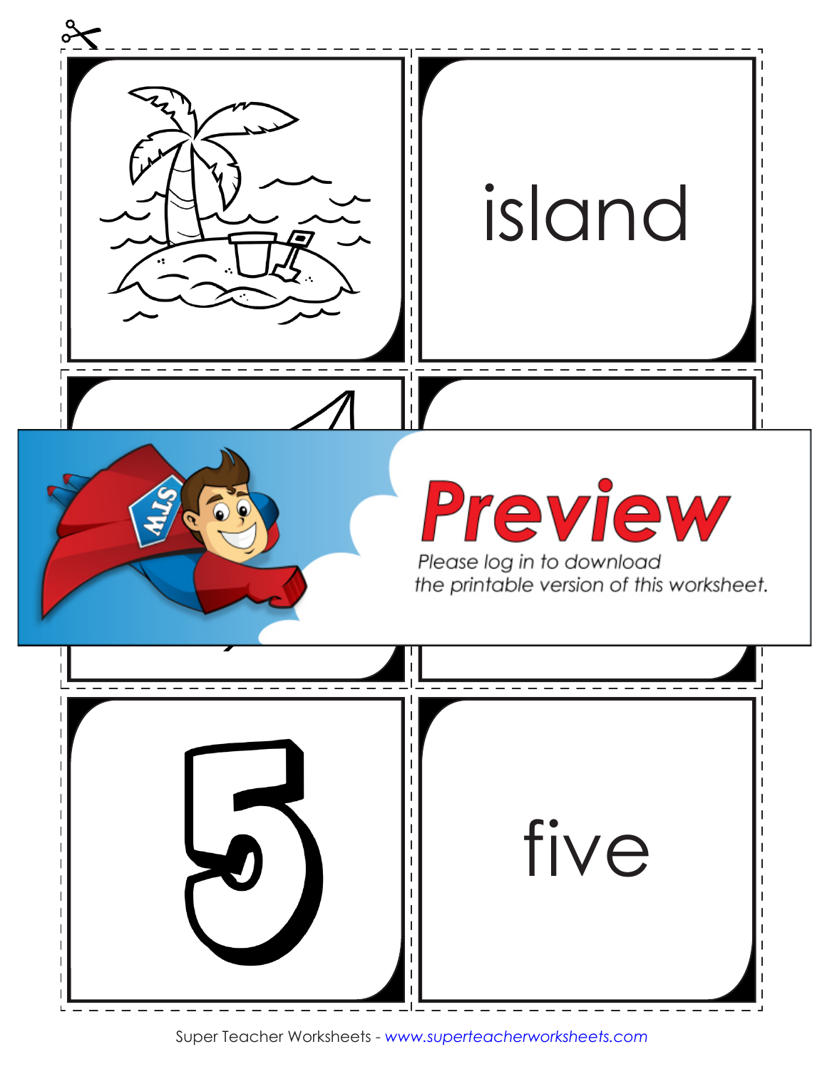island

Preview

Please log in to download the printable version of this worksheet.

5

five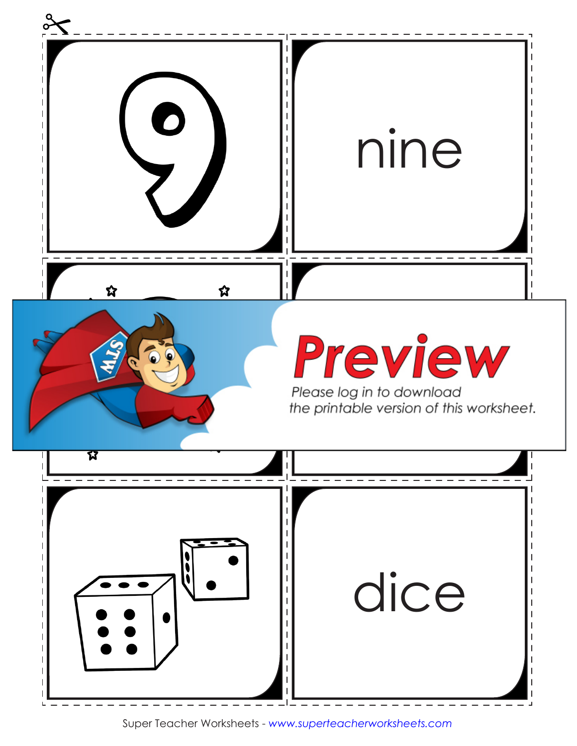9

nine

Preview

Please log in to download the printable version of this worksheet.

dice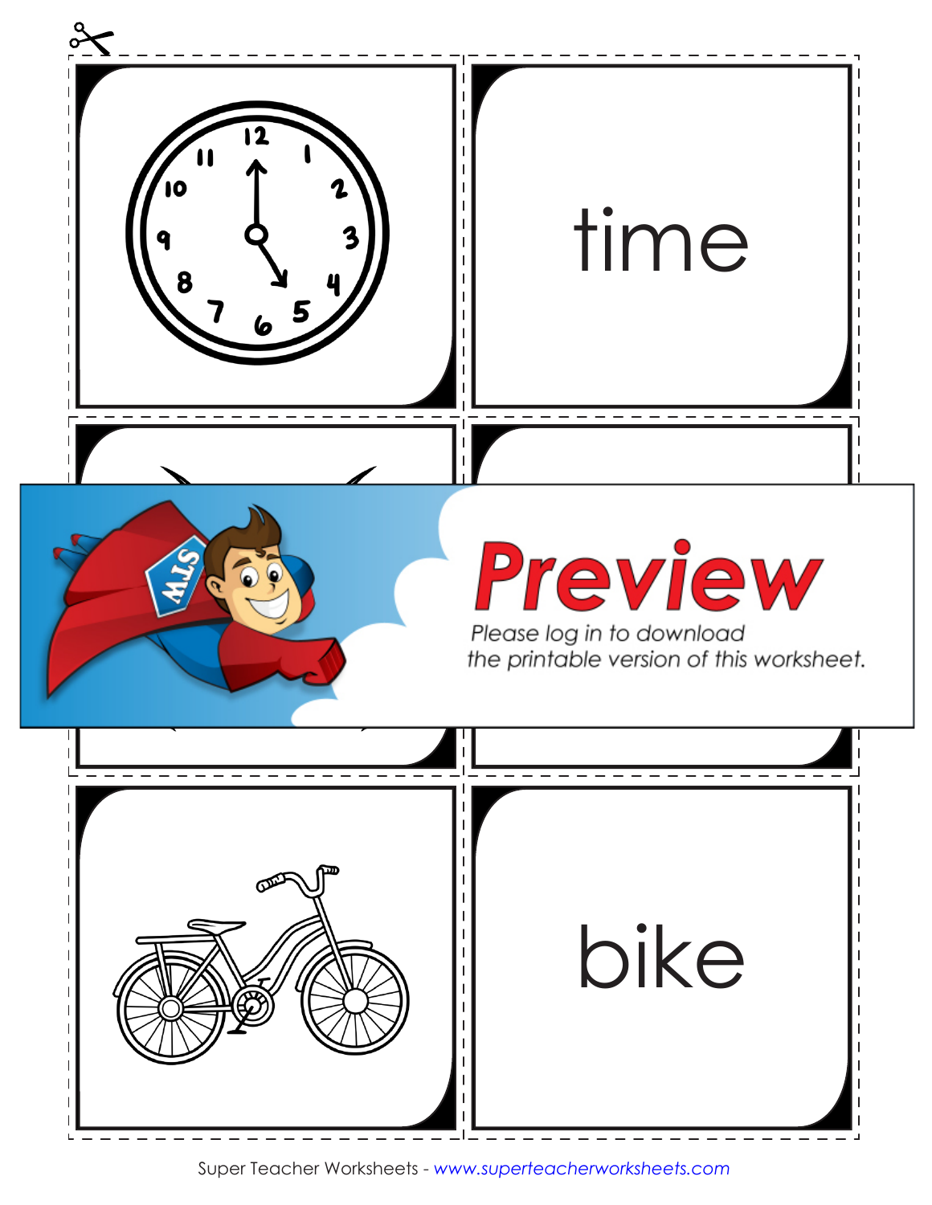time

Preview

Please log in to download the printable version of this worksheet.

bike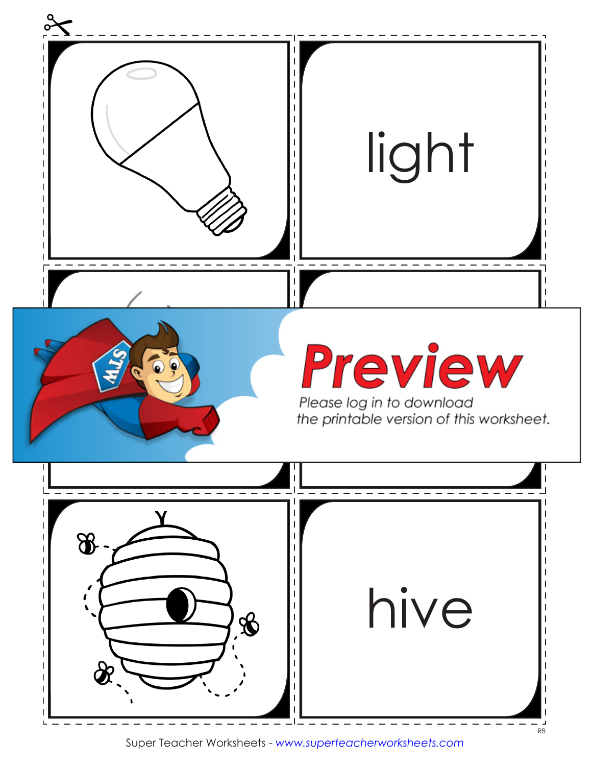light

Preview

Please log in to download the printable version of this worksheet.

hive